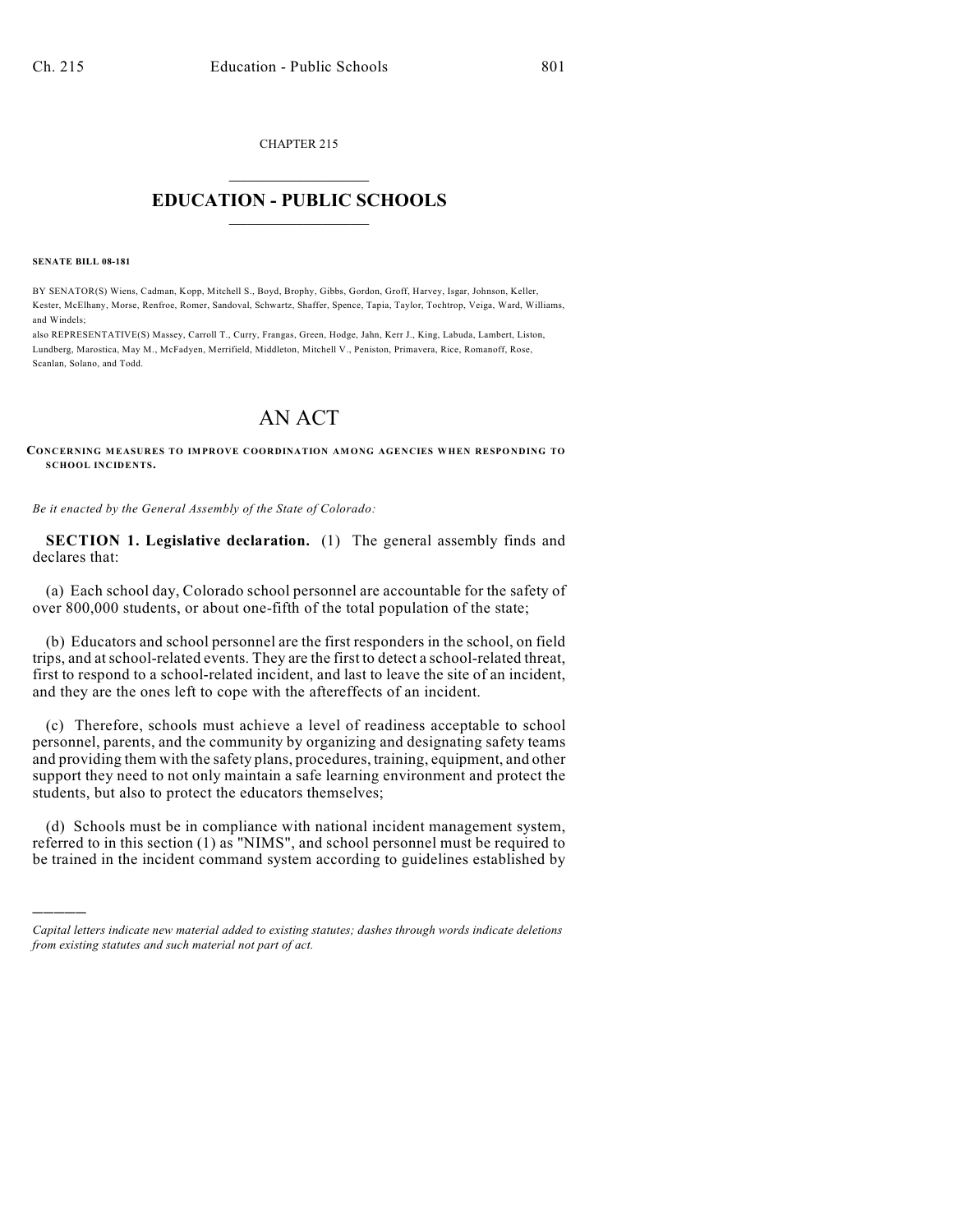CHAPTER 215

# EDUCATION - PUBLIC SCHOOLS

**SENATE BILL 08-181**

BY SENATOR(S) Wiens, Cadman, Kopp, Mitchell S., Boyd, Brophy, Gibbs, Gordon, Groff, Harvey, Isgar, Johnson, Keller, Kester, McElhany, Morse, Renfroe, Romer, Sandoval, Schwartz, Shaffer, Spence, Tapia, Taylor, Tochtrop, Veiga, Ward, Williams, and Windels;
also REPRESENTATIVE(S) Massey, Carroll T., Curry, Frangas, Green, Hodge, Jahn, Kerr J., King, Labuda, Lambert, Liston, Lundberg, Marostica, May M., McFadyen, Merrifield, Middleton, Mitchell V., Peniston, Primavera, Rice, Romanoff, Rose, Scanlan, Solano, and Todd.

# AN ACT

**CONCERNING MEASURES TO IMPROVE COORDINATION AMONG AGENCIES WHEN RESPONDING TO SCHOOL INCIDENTS.**

*Be it enacted by the General Assembly of the State of Colorado:*

**SECTION 1. Legislative declaration.** (1) The general assembly finds and declares that:

(a) Each school day, Colorado school personnel are accountable for the safety of over 800,000 students, or about one-fifth of the total population of the state;

(b) Educators and school personnel are the first responders in the school, on field trips, and at school-related events. They are the first to detect a school-related threat, first to respond to a school-related incident, and last to leave the site of an incident, and they are the ones left to cope with the aftereffects of an incident.

(c) Therefore, schools must achieve a level of readiness acceptable to school personnel, parents, and the community by organizing and designating safety teams and providing them with the safety plans, procedures, training, equipment, and other support they need to not only maintain a safe learning environment and protect the students, but also to protect the educators themselves;

(d) Schools must be in compliance with national incident management system, referred to in this section (1) as "NIMS", and school personnel must be required to be trained in the incident command system according to guidelines established by

---

*Capital letters indicate new material added to existing statutes; dashes through words indicate deletions from existing statutes and such material not part of act.*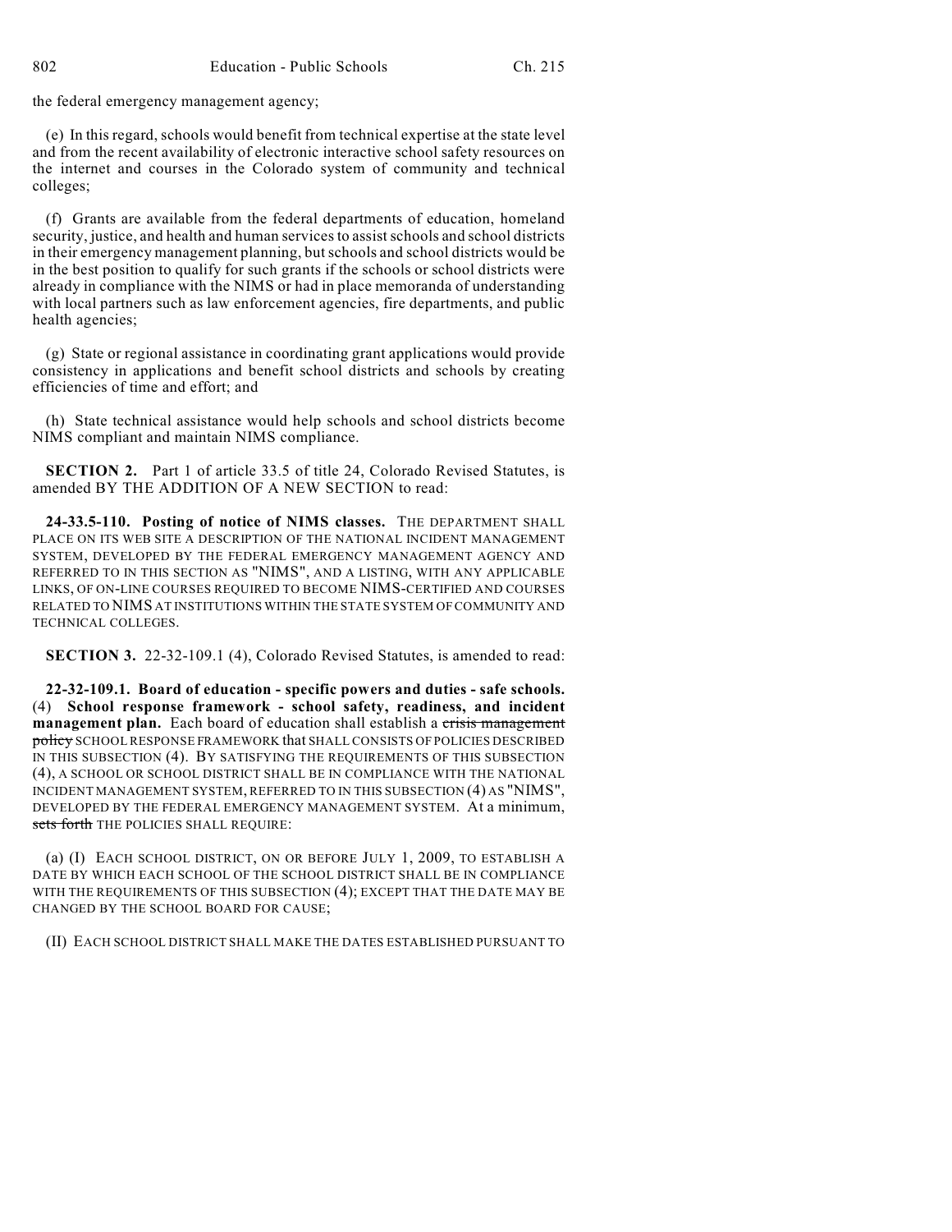the federal emergency management agency;

(e) In this regard, schools would benefit from technical expertise at the state level and from the recent availability of electronic interactive school safety resources on the internet and courses in the Colorado system of community and technical colleges;

(f) Grants are available from the federal departments of education, homeland security, justice, and health and human services to assist schools and school districts in their emergency management planning, but schools and school districts would be in the best position to qualify for such grants if the schools or school districts were already in compliance with the NIMS or had in place memoranda of understanding with local partners such as law enforcement agencies, fire departments, and public health agencies;

(g) State or regional assistance in coordinating grant applications would provide consistency in applications and benefit school districts and schools by creating efficiencies of time and effort; and

(h) State technical assistance would help schools and school districts become NIMS compliant and maintain NIMS compliance.

**SECTION 2.** Part 1 of article 33.5 of title 24, Colorado Revised Statutes, is amended BY THE ADDITION OF A NEW SECTION to read:

**24-33.5-110. Posting of notice of NIMS classes.** THE DEPARTMENT SHALL PLACE ON ITS WEB SITE A DESCRIPTION OF THE NATIONAL INCIDENT MANAGEMENT SYSTEM, DEVELOPED BY THE FEDERAL EMERGENCY MANAGEMENT AGENCY AND REFERRED TO IN THIS SECTION AS "NIMS", AND A LISTING, WITH ANY APPLICABLE LINKS, OF ON-LINE COURSES REQUIRED TO BECOME NIMS-CERTIFIED AND COURSES RELATED TO NIMS AT INSTITUTIONS WITHIN THE STATE SYSTEM OF COMMUNITY AND TECHNICAL COLLEGES.

**SECTION 3.** 22-32-109.1 (4), Colorado Revised Statutes, is amended to read:

**22-32-109.1. Board of education - specific powers and duties - safe schools.** (4) **School response framework - school safety, readiness, and incident management plan.** Each board of education shall establish a ~~crisis management policy~~ SCHOOL RESPONSE FRAMEWORK that SHALL CONSISTS OF POLICIES DESCRIBED IN THIS SUBSECTION (4). BY SATISFYING THE REQUIREMENTS OF THIS SUBSECTION (4), A SCHOOL OR SCHOOL DISTRICT SHALL BE IN COMPLIANCE WITH THE NATIONAL INCIDENT MANAGEMENT SYSTEM, REFERRED TO IN THIS SUBSECTION (4) AS "NIMS", DEVELOPED BY THE FEDERAL EMERGENCY MANAGEMENT SYSTEM. At a minimum, ~~sets forth~~ THE POLICIES SHALL REQUIRE:

(a) (I) EACH SCHOOL DISTRICT, ON OR BEFORE JULY 1, 2009, TO ESTABLISH A DATE BY WHICH EACH SCHOOL OF THE SCHOOL DISTRICT SHALL BE IN COMPLIANCE WITH THE REQUIREMENTS OF THIS SUBSECTION (4); EXCEPT THAT THE DATE MAY BE CHANGED BY THE SCHOOL BOARD FOR CAUSE;

(II) EACH SCHOOL DISTRICT SHALL MAKE THE DATES ESTABLISHED PURSUANT TO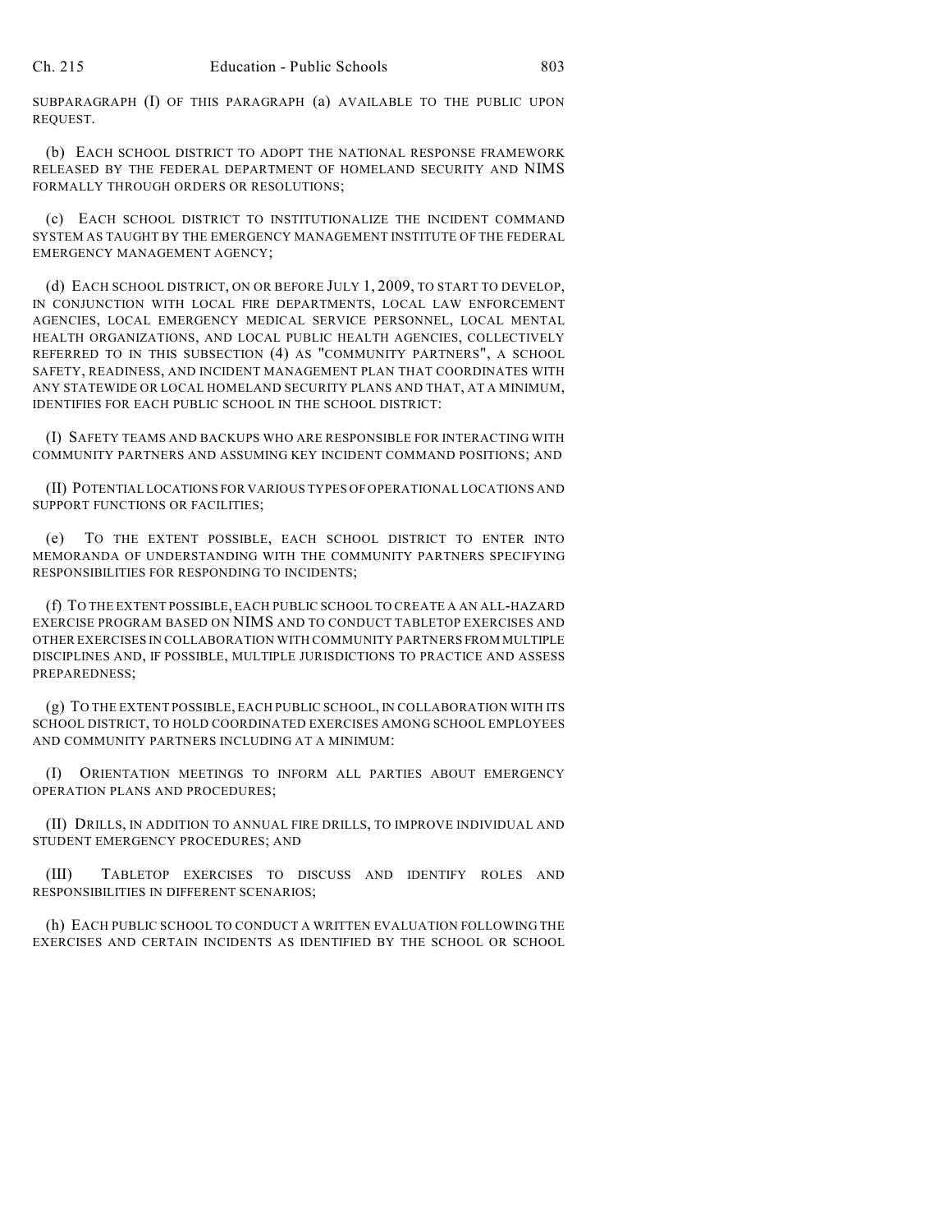SUBPARAGRAPH (I) OF THIS PARAGRAPH (a) AVAILABLE TO THE PUBLIC UPON REQUEST.

(b) EACH SCHOOL DISTRICT TO ADOPT THE NATIONAL RESPONSE FRAMEWORK RELEASED BY THE FEDERAL DEPARTMENT OF HOMELAND SECURITY AND NIMS FORMALLY THROUGH ORDERS OR RESOLUTIONS;

(c) EACH SCHOOL DISTRICT TO INSTITUTIONALIZE THE INCIDENT COMMAND SYSTEM AS TAUGHT BY THE EMERGENCY MANAGEMENT INSTITUTE OF THE FEDERAL EMERGENCY MANAGEMENT AGENCY;

(d) EACH SCHOOL DISTRICT, ON OR BEFORE JULY 1, 2009, TO START TO DEVELOP, IN CONJUNCTION WITH LOCAL FIRE DEPARTMENTS, LOCAL LAW ENFORCEMENT AGENCIES, LOCAL EMERGENCY MEDICAL SERVICE PERSONNEL, LOCAL MENTAL HEALTH ORGANIZATIONS, AND LOCAL PUBLIC HEALTH AGENCIES, COLLECTIVELY REFERRED TO IN THIS SUBSECTION (4) AS "COMMUNITY PARTNERS", A SCHOOL SAFETY, READINESS, AND INCIDENT MANAGEMENT PLAN THAT COORDINATES WITH ANY STATEWIDE OR LOCAL HOMELAND SECURITY PLANS AND THAT, AT A MINIMUM, IDENTIFIES FOR EACH PUBLIC SCHOOL IN THE SCHOOL DISTRICT:

(I) SAFETY TEAMS AND BACKUPS WHO ARE RESPONSIBLE FOR INTERACTING WITH COMMUNITY PARTNERS AND ASSUMING KEY INCIDENT COMMAND POSITIONS; AND

(II) POTENTIAL LOCATIONS FOR VARIOUS TYPES OF OPERATIONAL LOCATIONS AND SUPPORT FUNCTIONS OR FACILITIES;

(e) TO THE EXTENT POSSIBLE, EACH SCHOOL DISTRICT TO ENTER INTO MEMORANDA OF UNDERSTANDING WITH THE COMMUNITY PARTNERS SPECIFYING RESPONSIBILITIES FOR RESPONDING TO INCIDENTS;

(f) TO THE EXTENT POSSIBLE, EACH PUBLIC SCHOOL TO CREATE A AN ALL-HAZARD EXERCISE PROGRAM BASED ON NIMS AND TO CONDUCT TABLETOP EXERCISES AND OTHER EXERCISES IN COLLABORATION WITH COMMUNITY PARTNERS FROM MULTIPLE DISCIPLINES AND, IF POSSIBLE, MULTIPLE JURISDICTIONS TO PRACTICE AND ASSESS PREPAREDNESS;

(g) TO THE EXTENT POSSIBLE, EACH PUBLIC SCHOOL, IN COLLABORATION WITH ITS SCHOOL DISTRICT, TO HOLD COORDINATED EXERCISES AMONG SCHOOL EMPLOYEES AND COMMUNITY PARTNERS INCLUDING AT A MINIMUM:

(I) ORIENTATION MEETINGS TO INFORM ALL PARTIES ABOUT EMERGENCY OPERATION PLANS AND PROCEDURES;

(II) DRILLS, IN ADDITION TO ANNUAL FIRE DRILLS, TO IMPROVE INDIVIDUAL AND STUDENT EMERGENCY PROCEDURES; AND

(III) TABLETOP EXERCISES TO DISCUSS AND IDENTIFY ROLES AND RESPONSIBILITIES IN DIFFERENT SCENARIOS;

(h) EACH PUBLIC SCHOOL TO CONDUCT A WRITTEN EVALUATION FOLLOWING THE EXERCISES AND CERTAIN INCIDENTS AS IDENTIFIED BY THE SCHOOL OR SCHOOL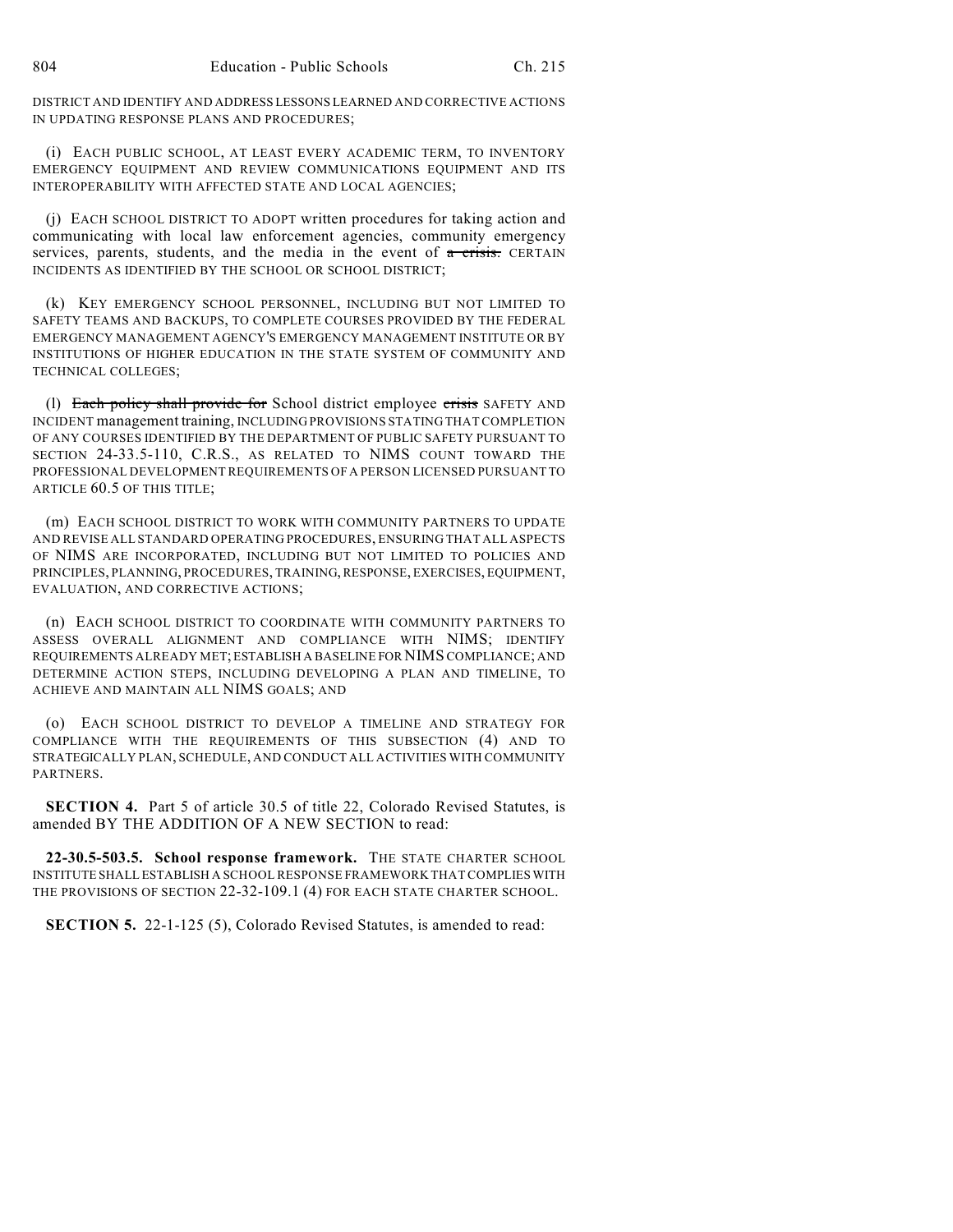DISTRICT AND IDENTIFY AND ADDRESS LESSONS LEARNED AND CORRECTIVE ACTIONS IN UPDATING RESPONSE PLANS AND PROCEDURES;

(i) EACH PUBLIC SCHOOL, AT LEAST EVERY ACADEMIC TERM, TO INVENTORY EMERGENCY EQUIPMENT AND REVIEW COMMUNICATIONS EQUIPMENT AND ITS INTEROPERABILITY WITH AFFECTED STATE AND LOCAL AGENCIES;

(j) EACH SCHOOL DISTRICT TO ADOPT written procedures for taking action and communicating with local law enforcement agencies, community emergency services, parents, students, and the media in the event of ~~a crisis.~~ CERTAIN INCIDENTS AS IDENTIFIED BY THE SCHOOL OR SCHOOL DISTRICT;

(k) KEY EMERGENCY SCHOOL PERSONNEL, INCLUDING BUT NOT LIMITED TO SAFETY TEAMS AND BACKUPS, TO COMPLETE COURSES PROVIDED BY THE FEDERAL EMERGENCY MANAGEMENT AGENCY'S EMERGENCY MANAGEMENT INSTITUTE OR BY INSTITUTIONS OF HIGHER EDUCATION IN THE STATE SYSTEM OF COMMUNITY AND TECHNICAL COLLEGES;

(l) ~~Each policy shall provide for~~ School district employee ~~crisis~~ SAFETY AND INCIDENT management training, INCLUDING PROVISIONS STATING THAT COMPLETION OF ANY COURSES IDENTIFIED BY THE DEPARTMENT OF PUBLIC SAFETY PURSUANT TO SECTION 24-33.5-110, C.R.S., AS RELATED TO NIMS COUNT TOWARD THE PROFESSIONAL DEVELOPMENT REQUIREMENTS OF A PERSON LICENSED PURSUANT TO ARTICLE 60.5 OF THIS TITLE;

(m) EACH SCHOOL DISTRICT TO WORK WITH COMMUNITY PARTNERS TO UPDATE AND REVISE ALL STANDARD OPERATING PROCEDURES, ENSURING THAT ALL ASPECTS OF NIMS ARE INCORPORATED, INCLUDING BUT NOT LIMITED TO POLICIES AND PRINCIPLES, PLANNING, PROCEDURES, TRAINING, RESPONSE, EXERCISES, EQUIPMENT, EVALUATION, AND CORRECTIVE ACTIONS;

(n) EACH SCHOOL DISTRICT TO COORDINATE WITH COMMUNITY PARTNERS TO ASSESS OVERALL ALIGNMENT AND COMPLIANCE WITH NIMS; IDENTIFY REQUIREMENTS ALREADY MET; ESTABLISH A BASELINE FOR NIMS COMPLIANCE; AND DETERMINE ACTION STEPS, INCLUDING DEVELOPING A PLAN AND TIMELINE, TO ACHIEVE AND MAINTAIN ALL NIMS GOALS; AND

(o) EACH SCHOOL DISTRICT TO DEVELOP A TIMELINE AND STRATEGY FOR COMPLIANCE WITH THE REQUIREMENTS OF THIS SUBSECTION (4) AND TO STRATEGICALLY PLAN, SCHEDULE, AND CONDUCT ALL ACTIVITIES WITH COMMUNITY PARTNERS.

**SECTION 4.** Part 5 of article 30.5 of title 22, Colorado Revised Statutes, is amended BY THE ADDITION OF A NEW SECTION to read:

**22-30.5-503.5. School response framework.** THE STATE CHARTER SCHOOL INSTITUTE SHALL ESTABLISH A SCHOOL RESPONSE FRAMEWORK THAT COMPLIES WITH THE PROVISIONS OF SECTION 22-32-109.1 (4) FOR EACH STATE CHARTER SCHOOL.

**SECTION 5.** 22-1-125 (5), Colorado Revised Statutes, is amended to read: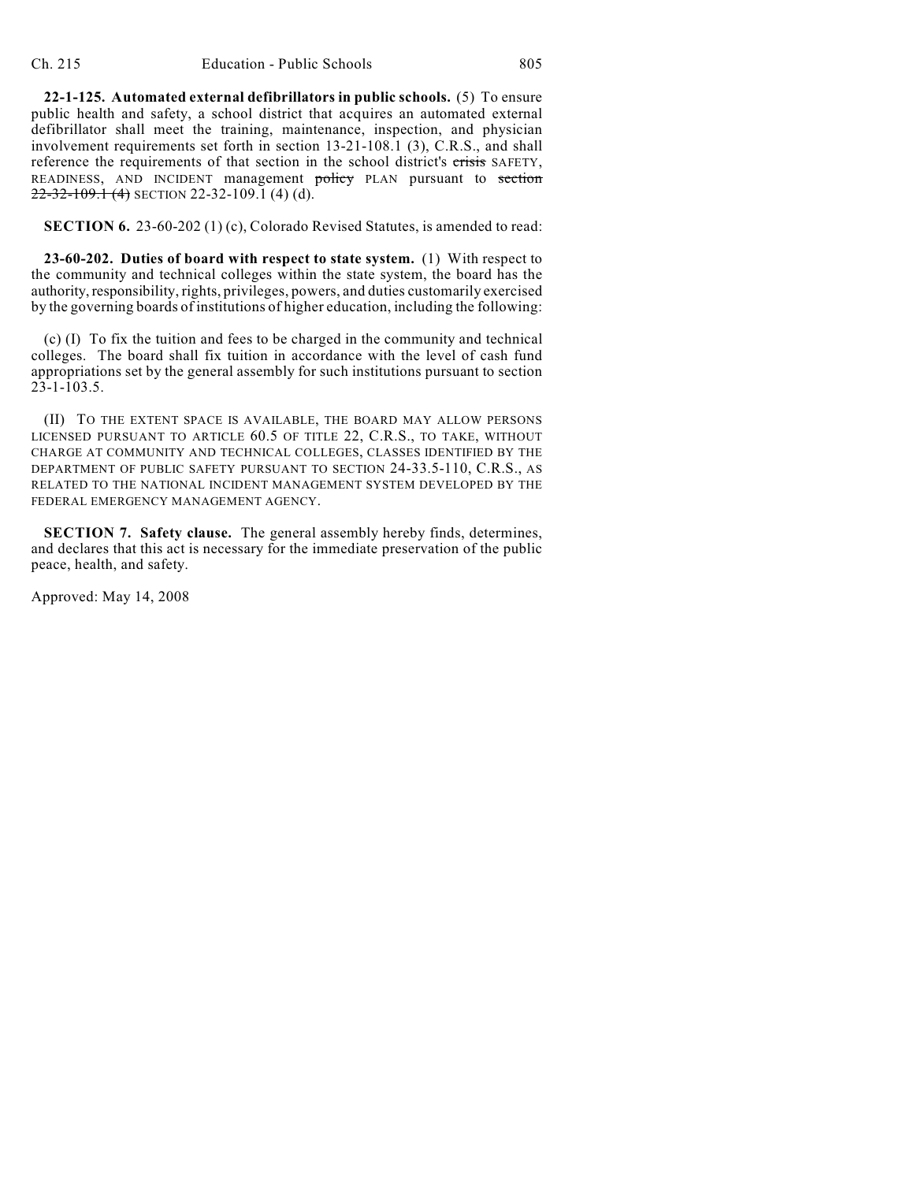**22-1-125. Automated external defibrillators in public schools.** (5) To ensure public health and safety, a school district that acquires an automated external defibrillator shall meet the training, maintenance, inspection, and physician involvement requirements set forth in section 13-21-108.1 (3), C.R.S., and shall reference the requirements of that section in the school district's ~~crisis~~ SAFETY, READINESS, AND INCIDENT management ~~policy~~ PLAN pursuant to ~~section 22-32-109.1 (4)~~ SECTION 22-32-109.1 (4) (d).

**SECTION 6.** 23-60-202 (1) (c), Colorado Revised Statutes, is amended to read:

**23-60-202. Duties of board with respect to state system.** (1) With respect to the community and technical colleges within the state system, the board has the authority, responsibility, rights, privileges, powers, and duties customarily exercised by the governing boards of institutions of higher education, including the following:

(c) (I) To fix the tuition and fees to be charged in the community and technical colleges. The board shall fix tuition in accordance with the level of cash fund appropriations set by the general assembly for such institutions pursuant to section 23-1-103.5.

(II) TO THE EXTENT SPACE IS AVAILABLE, THE BOARD MAY ALLOW PERSONS LICENSED PURSUANT TO ARTICLE 60.5 OF TITLE 22, C.R.S., TO TAKE, WITHOUT CHARGE AT COMMUNITY AND TECHNICAL COLLEGES, CLASSES IDENTIFIED BY THE DEPARTMENT OF PUBLIC SAFETY PURSUANT TO SECTION 24-33.5-110, C.R.S., AS RELATED TO THE NATIONAL INCIDENT MANAGEMENT SYSTEM DEVELOPED BY THE FEDERAL EMERGENCY MANAGEMENT AGENCY.

**SECTION 7. Safety clause.** The general assembly hereby finds, determines, and declares that this act is necessary for the immediate preservation of the public peace, health, and safety.

Approved: May 14, 2008